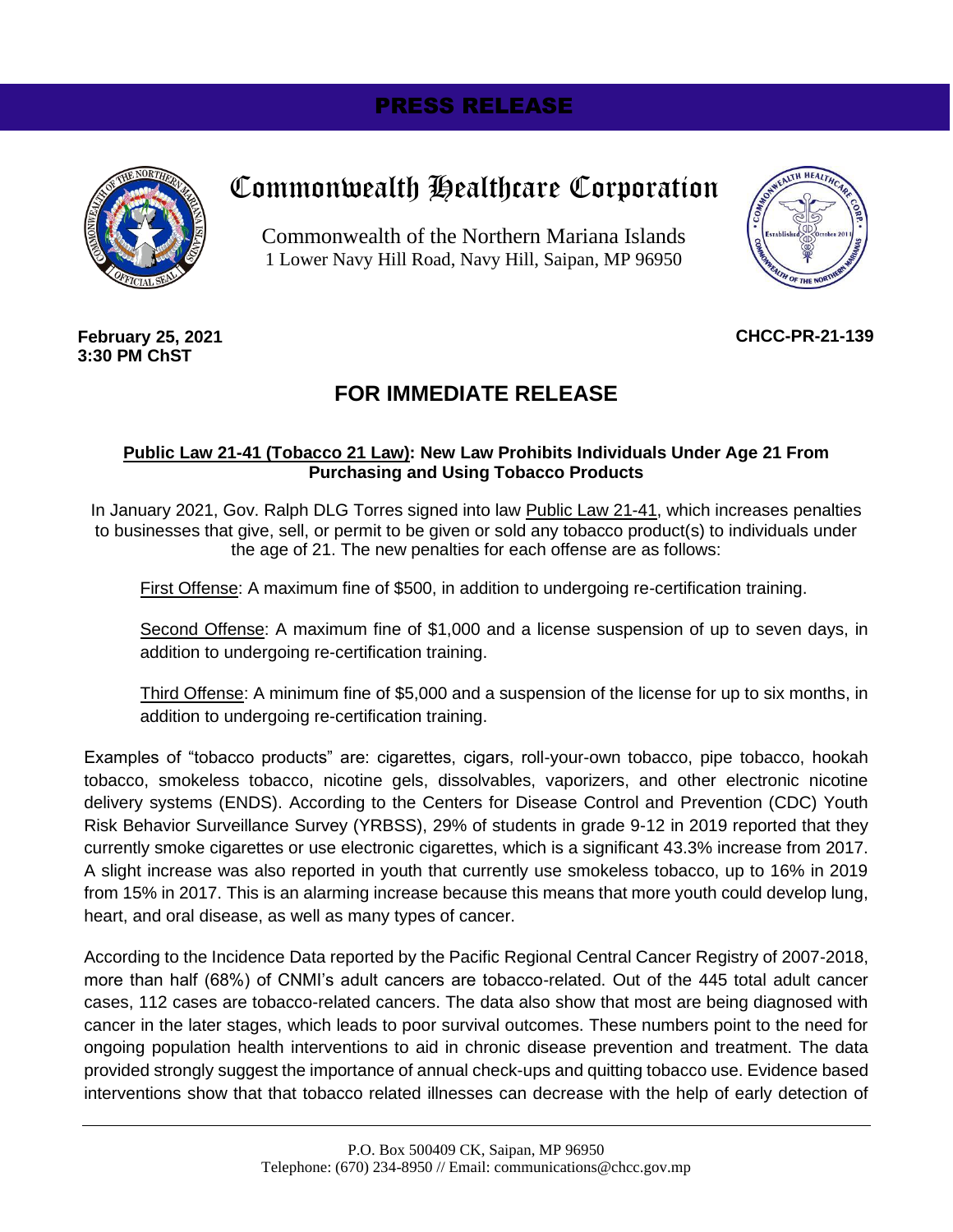PRESS RELEASE

# Commonwealth Healthcare Corporation

Commonwealth of the Northern Mariana Islands
1 Lower Navy Hill Road, Navy Hill, Saipan, MP 96950

**February 25, 2021**
**3:30 PM ChST**

**CHCC-PR-21-139**

## FOR IMMEDIATE RELEASE

### Public Law 21-41 (Tobacco 21 Law): New Law Prohibits Individuals Under Age 21 From Purchasing and Using Tobacco Products

In January 2021, Gov. Ralph DLG Torres signed into law Public Law 21-41, which increases penalties to businesses that give, sell, or permit to be given or sold any tobacco product(s) to individuals under the age of 21. The new penalties for each offense are as follows:

First Offense: A maximum fine of $500, in addition to undergoing re-certification training.

Second Offense: A maximum fine of $1,000 and a license suspension of up to seven days, in addition to undergoing re-certification training.

Third Offense: A minimum fine of $5,000 and a suspension of the license for up to six months, in addition to undergoing re-certification training.

Examples of "tobacco products" are: cigarettes, cigars, roll-your-own tobacco, pipe tobacco, hookah tobacco, smokeless tobacco, nicotine gels, dissolvables, vaporizers, and other electronic nicotine delivery systems (ENDS). According to the Centers for Disease Control and Prevention (CDC) Youth Risk Behavior Surveillance Survey (YRBSS), 29% of students in grade 9-12 in 2019 reported that they currently smoke cigarettes or use electronic cigarettes, which is a significant 43.3% increase from 2017. A slight increase was also reported in youth that currently use smokeless tobacco, up to 16% in 2019 from 15% in 2017. This is an alarming increase because this means that more youth could develop lung, heart, and oral disease, as well as many types of cancer.

According to the Incidence Data reported by the Pacific Regional Central Cancer Registry of 2007-2018, more than half (68%) of CNMI's adult cancers are tobacco-related. Out of the 445 total adult cancer cases, 112 cases are tobacco-related cancers. The data also show that most are being diagnosed with cancer in the later stages, which leads to poor survival outcomes. These numbers point to the need for ongoing population health interventions to aid in chronic disease prevention and treatment. The data provided strongly suggest the importance of annual check-ups and quitting tobacco use. Evidence based interventions show that that tobacco related illnesses can decrease with the help of early detection of

P.O. Box 500409 CK, Saipan, MP 96950
Telephone: (670) 234-8950 // Email: communications@chcc.gov.mp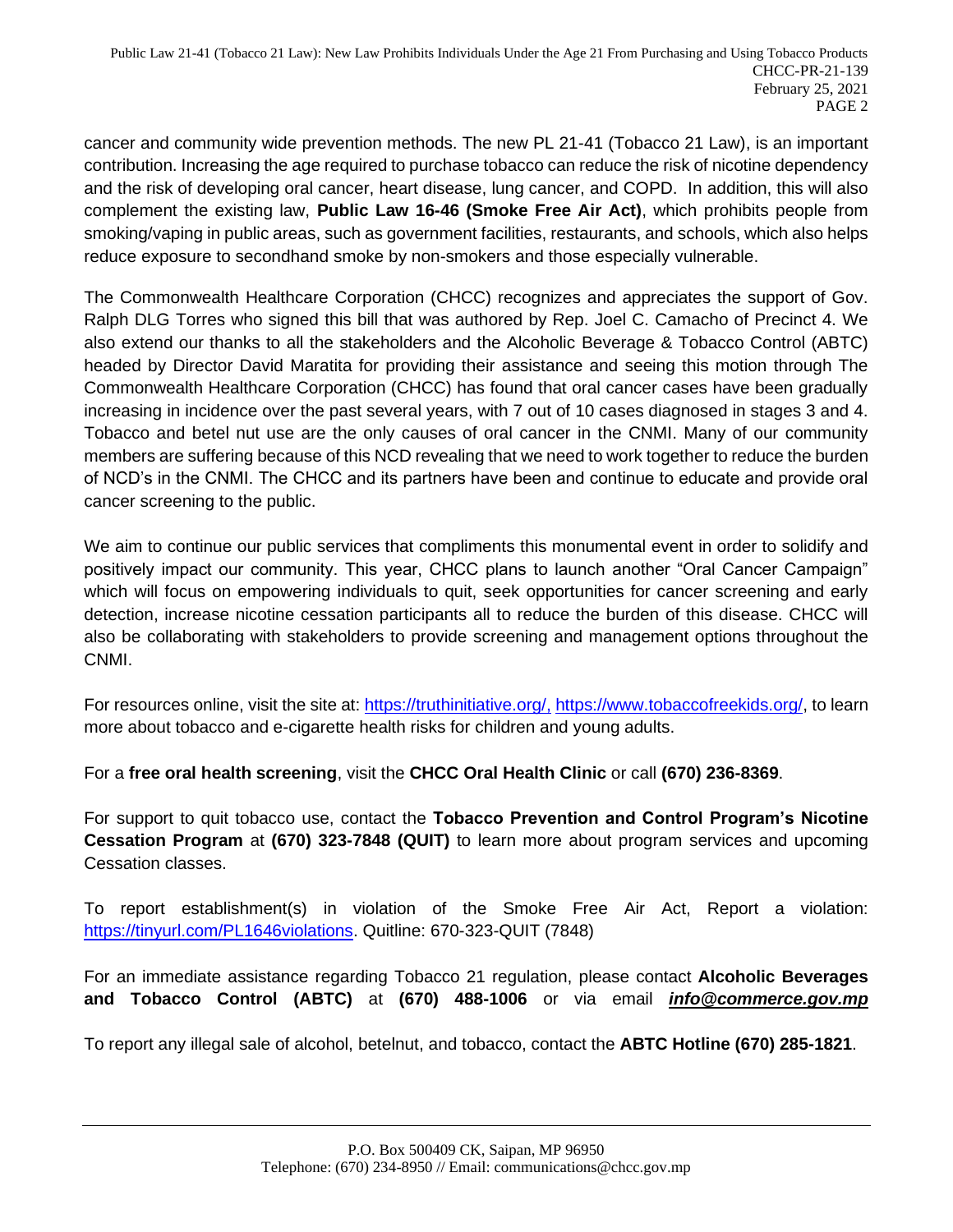cancer and community wide prevention methods. The new PL 21-41 (Tobacco 21 Law), is an important contribution. Increasing the age required to purchase tobacco can reduce the risk of nicotine dependency and the risk of developing oral cancer, heart disease, lung cancer, and COPD. In addition, this will also complement the existing law, **Public Law 16-46 (Smoke Free Air Act)**, which prohibits people from smoking/vaping in public areas, such as government facilities, restaurants, and schools, which also helps reduce exposure to secondhand smoke by non-smokers and those especially vulnerable.

The Commonwealth Healthcare Corporation (CHCC) recognizes and appreciates the support of Gov. Ralph DLG Torres who signed this bill that was authored by Rep. Joel C. Camacho of Precinct 4. We also extend our thanks to all the stakeholders and the Alcoholic Beverage & Tobacco Control (ABTC) headed by Director David Maratita for providing their assistance and seeing this motion through The Commonwealth Healthcare Corporation (CHCC) has found that oral cancer cases have been gradually increasing in incidence over the past several years, with 7 out of 10 cases diagnosed in stages 3 and 4. Tobacco and betel nut use are the only causes of oral cancer in the CNMI. Many of our community members are suffering because of this NCD revealing that we need to work together to reduce the burden of NCD's in the CNMI. The CHCC and its partners have been and continue to educate and provide oral cancer screening to the public.

We aim to continue our public services that compliments this monumental event in order to solidify and positively impact our community. This year, CHCC plans to launch another "Oral Cancer Campaign" which will focus on empowering individuals to quit, seek opportunities for cancer screening and early detection, increase nicotine cessation participants all to reduce the burden of this disease. CHCC will also be collaborating with stakeholders to provide screening and management options throughout the CNMI.

For resources online, visit the site at: https://truthinitiative.org/, https://www.tobaccofreekids.org/, to learn more about tobacco and e-cigarette health risks for children and young adults.

For a **free oral health screening**, visit the **CHCC Oral Health Clinic** or call **(670) 236-8369**.

For support to quit tobacco use, contact the **Tobacco Prevention and Control Program's Nicotine Cessation Program** at **(670) 323-7848 (QUIT)** to learn more about program services and upcoming Cessation classes.

To report establishment(s) in violation of the Smoke Free Air Act, Report a violation: https://tinyurl.com/PL1646violations. Quitline: 670-323-QUIT (7848)

For an immediate assistance regarding Tobacco 21 regulation, please contact **Alcoholic Beverages and Tobacco Control (ABTC)** at **(670) 488-1006** or via email ***info@commerce.gov.mp***

To report any illegal sale of alcohol, betelnut, and tobacco, contact the **ABTC Hotline (670) 285-1821**.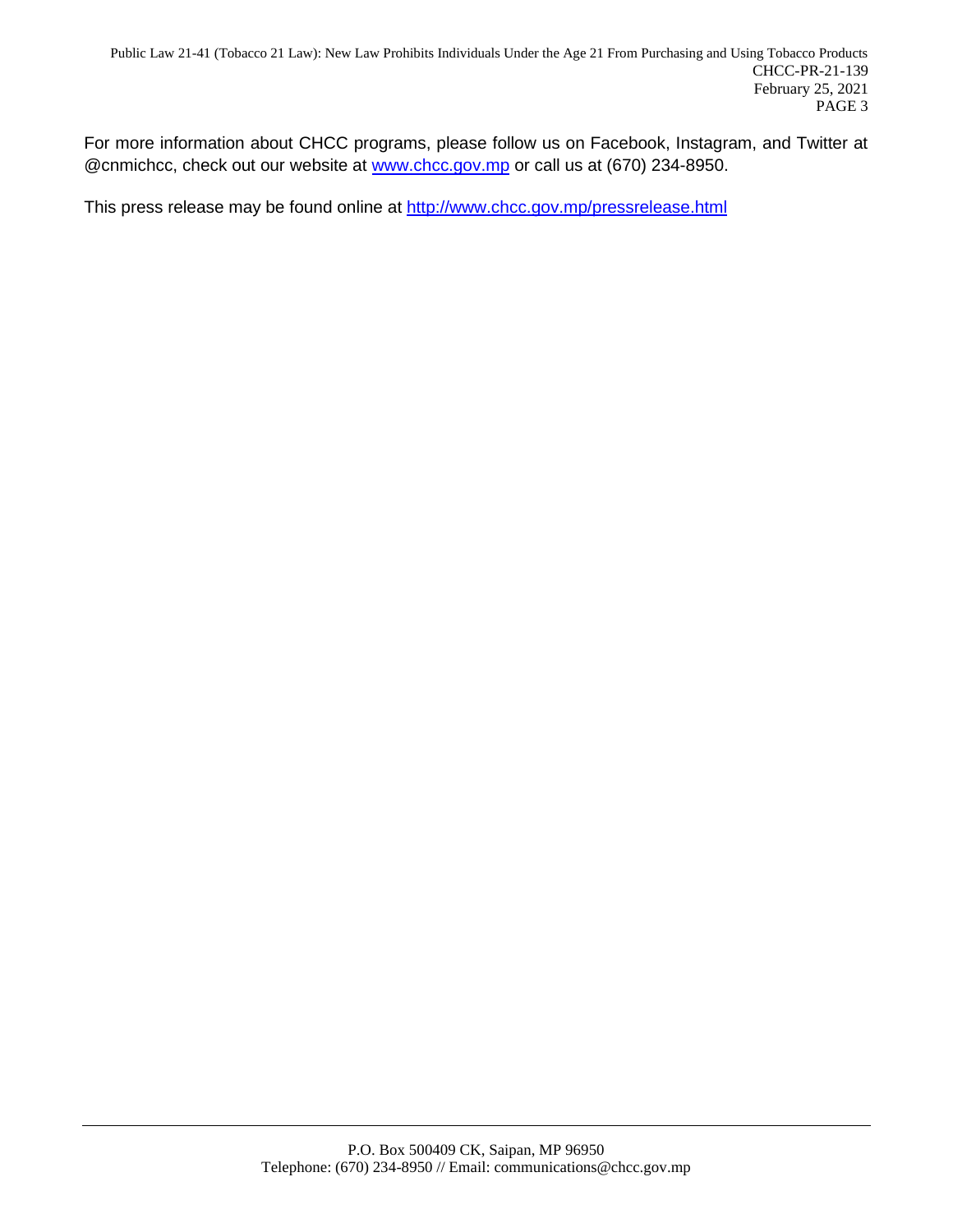For more information about CHCC programs, please follow us on Facebook, Instagram, and Twitter at @cnmichcc, check out our website at [www.chcc.gov.mp](http://www.chcc.gov.mp) or call us at (670) 234-8950.

This press release may be found online at [http://www.chcc.gov.mp/pressrelease.html](http://www.chcc.gov.mp/pressrelease.html)